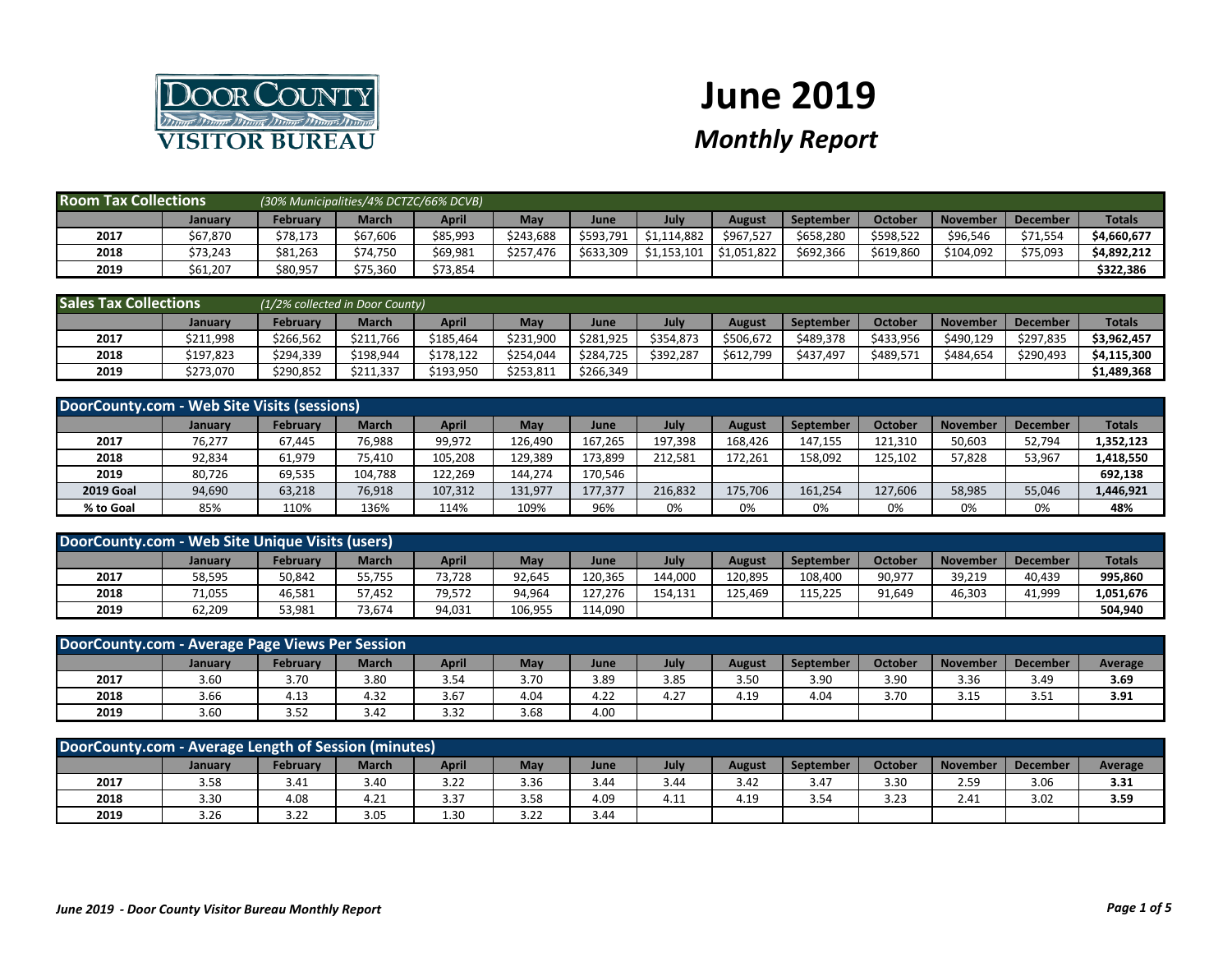Door County Visitor Bureau

# June 2019

## *Monthly Report*

| **Room Tax Collections** *(30% Municipalities/4% DCTZC/66% DCVB)* | | | | | | | | | | | | | |
|---|---|---|---|---|---|---|---|---|---|---|---|---|---|
| | **January** | **February** | **March** | **April** | **May** | **June** | **July** | **August** | **September** | **October** | **November** | **December** | **Totals** |
| **2017** | $67,870 | $78,173 | $67,606 | $85,993 | $243,688 | $593,791 | $1,114,882 | $967,527 | $658,280 | $598,522 | $96,546 | $71,554 | **$4,660,677** |
| **2018** | $73,243 | $81,263 | $74,750 | $69,981 | $257,476 | $633,309 | $1,153,101 | $1,051,822 | $692,366 | $619,860 | $104,092 | $75,093 | **$4,892,212** |
| **2019** | $61,207 | $80,957 | $75,360 | $73,854 | | | | | | | | | **$322,386** |

| **Sales Tax Collections** *(1/2% collected in Door County)* | | | | | | | | | | | | | |
|---|---|---|---|---|---|---|---|---|---|---|---|---|---|
| | **January** | **February** | **March** | **April** | **May** | **June** | **July** | **August** | **September** | **October** | **November** | **December** | **Totals** |
| **2017** | $211,998 | $266,562 | $211,766 | $185,464 | $231,900 | $281,925 | $354,873 | $506,672 | $489,378 | $433,956 | $490,129 | $297,835 | **$3,962,457** |
| **2018** | $197,823 | $294,339 | $198,944 | $178,122 | $254,044 | $284,725 | $392,287 | $612,799 | $437,497 | $489,571 | $484,654 | $290,493 | **$4,115,300** |
| **2019** | $273,070 | $290,852 | $211,337 | $193,950 | $253,811 | $266,349 | | | | | | | **$1,489,368** |

| **DoorCounty.com - Web Site Visits (sessions)** | | | | | | | | | | | | | |
|---|---|---|---|---|---|---|---|---|---|---|---|---|---|
| | **January** | **February** | **March** | **April** | **May** | **June** | **July** | **August** | **September** | **October** | **November** | **December** | **Totals** |
| **2017** | 76,277 | 67,445 | 76,988 | 99,972 | 126,490 | 167,265 | 197,398 | 168,426 | 147,155 | 121,310 | 50,603 | 52,794 | **1,352,123** |
| **2018** | 92,834 | 61,979 | 75,410 | 105,208 | 129,389 | 173,899 | 212,581 | 172,261 | 158,092 | 125,102 | 57,828 | 53,967 | **1,418,550** |
| **2019** | 80,726 | 69,535 | 104,788 | 122,269 | 144,274 | 170,546 | | | | | | | **692,138** |
| **2019 Goal** | 94,690 | 63,218 | 76,918 | 107,312 | 131,977 | 177,377 | 216,832 | 175,706 | 161,254 | 127,606 | 58,985 | 55,046 | **1,446,921** |
| **% to Goal** | 85% | 110% | 136% | 114% | 109% | 96% | 0% | 0% | 0% | 0% | 0% | 0% | **48%** |

| **DoorCounty.com - Web Site Unique Visits (users)** | | | | | | | | | | | | | |
|---|---|---|---|---|---|---|---|---|---|---|---|---|---|
| | **January** | **February** | **March** | **April** | **May** | **June** | **July** | **August** | **September** | **October** | **November** | **December** | **Totals** |
| **2017** | 58,595 | 50,842 | 55,755 | 73,728 | 92,645 | 120,365 | 144,000 | 120,895 | 108,400 | 90,977 | 39,219 | 40,439 | **995,860** |
| **2018** | 71,055 | 46,581 | 57,452 | 79,572 | 94,964 | 127,276 | 154,131 | 125,469 | 115,225 | 91,649 | 46,303 | 41,999 | **1,051,676** |
| **2019** | 62,209 | 53,981 | 73,674 | 94,031 | 106,955 | 114,090 | | | | | | | **504,940** |

| **DoorCounty.com - Average Page Views Per Session** | | | | | | | | | | | | | |
|---|---|---|---|---|---|---|---|---|---|---|---|---|---|
| | **January** | **February** | **March** | **April** | **May** | **June** | **July** | **August** | **September** | **October** | **November** | **December** | **Average** |
| **2017** | 3.60 | 3.70 | 3.80 | 3.54 | 3.70 | 3.89 | 3.85 | 3.50 | 3.90 | 3.90 | 3.36 | 3.49 | **3.69** |
| **2018** | 3.66 | 4.13 | 4.32 | 3.67 | 4.04 | 4.22 | 4.27 | 4.19 | 4.04 | 3.70 | 3.15 | 3.51 | **3.91** |
| **2019** | 3.60 | 3.52 | 3.42 | 3.32 | 3.68 | 4.00 | | | | | | | |

| **DoorCounty.com - Average Length of Session (minutes)** | | | | | | | | | | | | | |
|---|---|---|---|---|---|---|---|---|---|---|---|---|---|
| | **January** | **February** | **March** | **April** | **May** | **June** | **July** | **August** | **September** | **October** | **November** | **December** | **Average** |
| **2017** | 3.58 | 3.41 | 3.40 | 3.22 | 3.36 | 3.44 | 3.44 | 3.42 | 3.47 | 3.30 | 2.59 | 3.06 | **3.31** |
| **2018** | 3.30 | 4.08 | 4.21 | 3.37 | 3.58 | 4.09 | 4.11 | 4.19 | 3.54 | 3.23 | 2.41 | 3.02 | **3.59** |
| **2019** | 3.26 | 3.22 | 3.05 | 1.30 | 3.22 | 3.44 | | | | | | | |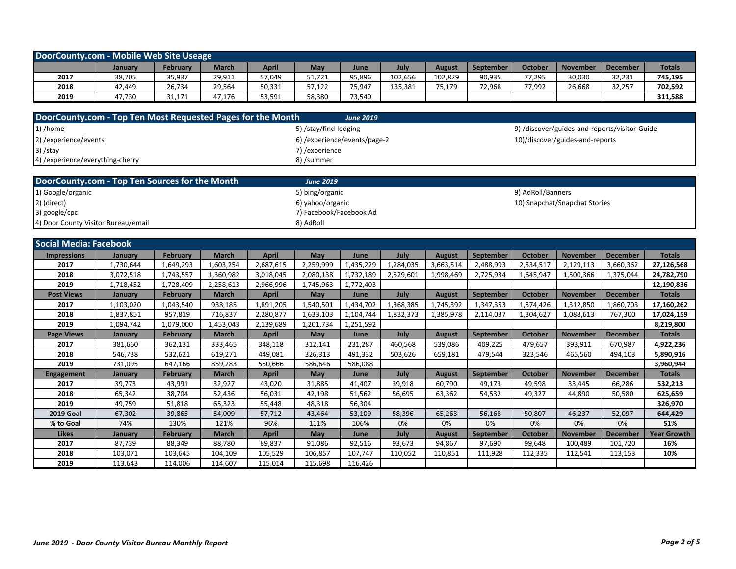## DoorCounty.com - Mobile Web Site Useage

| | January | February | March | April | May | June | July | August | September | October | November | December | Totals |
|---|---|---|---|---|---|---|---|---|---|---|---|---|---|
| **2017** | 38,705 | 35,937 | 29,911 | 57,049 | 51,721 | 95,896 | 102,656 | 102,829 | 90,935 | 77,295 | 30,030 | 32,231 | **745,195** |
| **2018** | 42,449 | 26,734 | 29,564 | 50,331 | 57,122 | 75,947 | 135,381 | 75,179 | 72,968 | 77,992 | 26,668 | 32,257 | **702,592** |
| **2019** | 47,730 | 31,171 | 47,176 | 53,591 | 58,380 | 73,540 | | | | | | | **311,588** |

## DoorCounty.com - Top Ten Most Requested Pages for the Month *June 2019*

1) /home
2) /experience/events
3) /stay
4) /experience/everything-cherry
5) /stay/find-lodging
6) /experience/events/page-2
7) /experience
8) /summer
9) /discover/guides-and-reports/visitor-Guide
10)/discover/guides-and-reports

## DoorCounty.com - Top Ten Sources for the Month *June 2019*

1) Google/organic
2) (direct)
3) google/cpc
4) Door County Visitor Bureau/email
5) bing/organic
6) yahoo/organic
7) Facebook/Facebook Ad
8) AdRoll
9) AdRoll/Banners
10) Snapchat/Snapchat Stories

## Social Media: Facebook

| Impressions | January | February | March | April | May | June | July | August | September | October | November | December | Totals |
|---|---|---|---|---|---|---|---|---|---|---|---|---|---|
| **2017** | 1,730,644 | 1,649,293 | 1,603,254 | 2,687,615 | 2,259,999 | 1,435,229 | 1,284,035 | 3,663,514 | 2,488,993 | 2,534,517 | 2,129,113 | 3,660,362 | **27,126,568** |
| **2018** | 3,072,518 | 1,743,557 | 1,360,982 | 3,018,045 | 2,080,138 | 1,732,189 | 2,529,601 | 1,998,469 | 2,725,934 | 1,645,947 | 1,500,366 | 1,375,044 | **24,782,790** |
| **2019** | 1,718,452 | 1,728,409 | 2,258,613 | 2,966,996 | 1,745,963 | 1,772,403 | | | | | | | **12,190,836** |
| **Post Views** | **January** | **February** | **March** | **April** | **May** | **June** | **July** | **August** | **September** | **October** | **November** | **December** | **Totals** |
| **2017** | 1,103,020 | 1,043,540 | 938,185 | 1,891,205 | 1,540,501 | 1,434,702 | 1,368,385 | 1,745,392 | 1,347,353 | 1,574,426 | 1,312,850 | 1,860,703 | **17,160,262** |
| **2018** | 1,837,851 | 957,819 | 716,837 | 2,280,877 | 1,633,103 | 1,104,744 | 1,832,373 | 1,385,978 | 2,114,037 | 1,304,627 | 1,088,613 | 767,300 | **17,024,159** |
| **2019** | 1,094,742 | 1,079,000 | 1,453,043 | 2,139,689 | 1,201,734 | 1,251,592 | | | | | | | **8,219,800** |
| **Page Views** | **January** | **February** | **March** | **April** | **May** | **June** | **July** | **August** | **September** | **October** | **November** | **December** | **Totals** |
| **2017** | 381,660 | 362,131 | 333,465 | 348,118 | 312,141 | 231,287 | 460,568 | 539,086 | 409,225 | 479,657 | 393,911 | 670,987 | **4,922,236** |
| **2018** | 546,738 | 532,621 | 619,271 | 449,081 | 326,313 | 491,332 | 503,626 | 659,181 | 479,544 | 323,546 | 465,560 | 494,103 | **5,890,916** |
| **2019** | 731,095 | 647,166 | 859,283 | 550,666 | 586,646 | 586,088 | | | | | | | **3,960,944** |
| **Engagement** | **January** | **February** | **March** | **April** | **May** | **June** | **July** | **August** | **September** | **October** | **November** | **December** | **Totals** |
| **2017** | 39,773 | 43,991 | 32,927 | 43,020 | 31,885 | 41,407 | 39,918 | 60,790 | 49,173 | 49,598 | 33,445 | 66,286 | **532,213** |
| **2018** | 65,342 | 38,704 | 52,436 | 56,031 | 42,198 | 51,562 | 56,695 | 63,362 | 54,532 | 49,327 | 44,890 | 50,580 | **625,659** |
| **2019** | 49,759 | 51,818 | 65,323 | 55,448 | 48,318 | 56,304 | | | | | | | **326,970** |
| **2019 Goal** | 67,302 | 39,865 | 54,009 | 57,712 | 43,464 | 53,109 | 58,396 | 65,263 | 56,168 | 50,807 | 46,237 | 52,097 | **644,429** |
| **% to Goal** | 74% | 130% | 121% | 96% | 111% | 106% | 0% | 0% | 0% | 0% | 0% | 0% | **51%** |
| **Likes** | **January** | **February** | **March** | **April** | **May** | **June** | **July** | **August** | **September** | **October** | **November** | **December** | **Year Growth** |
| **2017** | 87,739 | 88,349 | 88,780 | 89,837 | 91,086 | 92,516 | 93,673 | 94,867 | 97,690 | 99,648 | 100,489 | 101,720 | **16%** |
| **2018** | 103,071 | 103,645 | 104,109 | 105,529 | 106,857 | 107,747 | 110,052 | 110,851 | 111,928 | 112,335 | 112,541 | 113,153 | **10%** |
| **2019** | 113,643 | 114,006 | 114,607 | 115,014 | 115,698 | 116,426 | | | | | | | |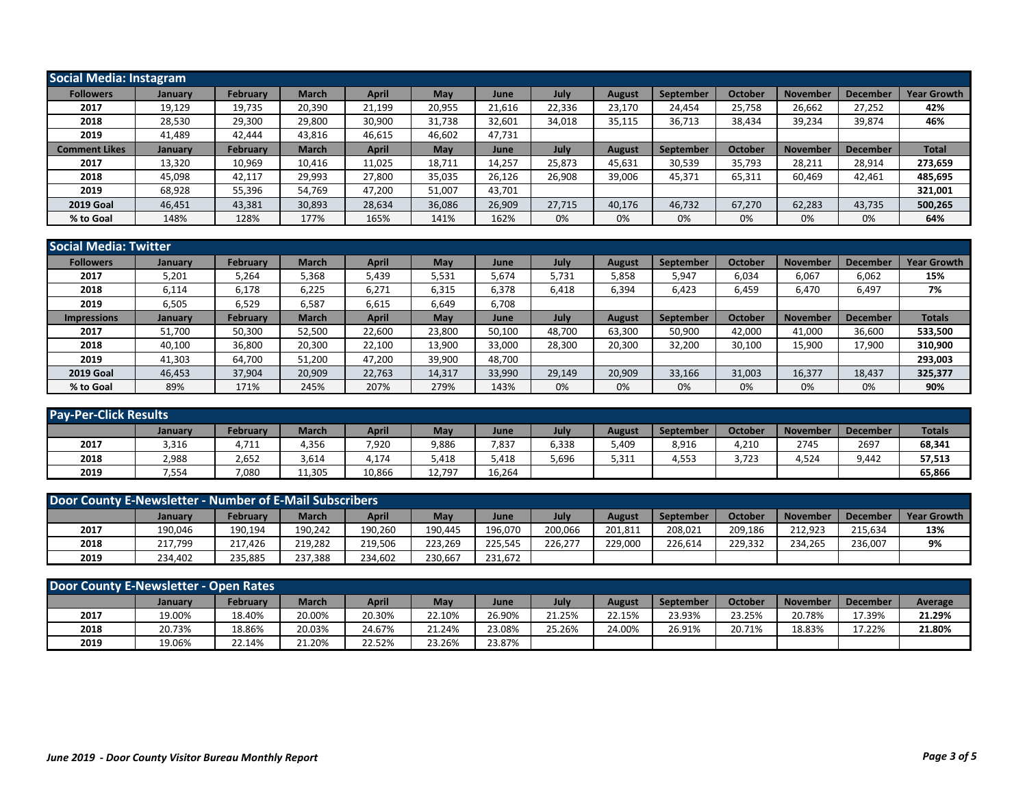## Social Media: Instagram

| Followers | January | February | March | April | May | June | July | August | September | October | November | December | Year Growth |
|---|---|---|---|---|---|---|---|---|---|---|---|---|---|
| 2017 | 19,129 | 19,735 | 20,390 | 21,199 | 20,955 | 21,616 | 22,336 | 23,170 | 24,454 | 25,758 | 26,662 | 27,252 | 42% |
| 2018 | 28,530 | 29,300 | 29,800 | 30,900 | 31,738 | 32,601 | 34,018 | 35,115 | 36,713 | 38,434 | 39,234 | 39,874 | 46% |
| 2019 | 41,489 | 42,444 | 43,816 | 46,615 | 46,602 | 47,731 | | | | | | | |
| **Comment Likes** | **January** | **February** | **March** | **April** | **May** | **June** | **July** | **August** | **September** | **October** | **November** | **December** | **Total** |
| 2017 | 13,320 | 10,969 | 10,416 | 11,025 | 18,711 | 14,257 | 25,873 | 45,631 | 30,539 | 35,793 | 28,211 | 28,914 | 273,659 |
| 2018 | 45,098 | 42,117 | 29,993 | 27,800 | 35,035 | 26,126 | 26,908 | 39,006 | 45,371 | 65,311 | 60,469 | 42,461 | 485,695 |
| 2019 | 68,928 | 55,396 | 54,769 | 47,200 | 51,007 | 43,701 | | | | | | | 321,001 |
| 2019 Goal | 46,451 | 43,381 | 30,893 | 28,634 | 36,086 | 26,909 | 27,715 | 40,176 | 46,732 | 67,270 | 62,283 | 43,735 | 500,265 |
| % to Goal | 148% | 128% | 177% | 165% | 141% | 162% | 0% | 0% | 0% | 0% | 0% | 0% | 64% |

## Social Media: Twitter

| Followers | January | February | March | April | May | June | July | August | September | October | November | December | Year Growth |
|---|---|---|---|---|---|---|---|---|---|---|---|---|---|
| 2017 | 5,201 | 5,264 | 5,368 | 5,439 | 5,531 | 5,674 | 5,731 | 5,858 | 5,947 | 6,034 | 6,067 | 6,062 | 15% |
| 2018 | 6,114 | 6,178 | 6,225 | 6,271 | 6,315 | 6,378 | 6,418 | 6,394 | 6,423 | 6,459 | 6,470 | 6,497 | 7% |
| 2019 | 6,505 | 6,529 | 6,587 | 6,615 | 6,649 | 6,708 | | | | | | | |
| **Impressions** | **January** | **February** | **March** | **April** | **May** | **June** | **July** | **August** | **September** | **October** | **November** | **December** | **Totals** |
| 2017 | 51,700 | 50,300 | 52,500 | 22,600 | 23,800 | 50,100 | 48,700 | 63,300 | 50,900 | 42,000 | 41,000 | 36,600 | 533,500 |
| 2018 | 40,100 | 36,800 | 20,300 | 22,100 | 13,900 | 33,000 | 28,300 | 20,300 | 32,200 | 30,100 | 15,900 | 17,900 | 310,900 |
| 2019 | 41,303 | 64,700 | 51,200 | 47,200 | 39,900 | 48,700 | | | | | | | 293,003 |
| 2019 Goal | 46,453 | 37,904 | 20,909 | 22,763 | 14,317 | 33,990 | 29,149 | 20,909 | 33,166 | 31,003 | 16,377 | 18,437 | 325,377 |
| % to Goal | 89% | 171% | 245% | 207% | 279% | 143% | 0% | 0% | 0% | 0% | 0% | 0% | 90% |

## Pay-Per-Click Results

| | January | February | March | April | May | June | July | August | September | October | November | December | Totals |
|---|---|---|---|---|---|---|---|---|---|---|---|---|---|
| 2017 | 3,316 | 4,711 | 4,356 | 7,920 | 9,886 | 7,837 | 6,338 | 5,409 | 8,916 | 4,210 | 2745 | 2697 | 68,341 |
| 2018 | 2,988 | 2,652 | 3,614 | 4,174 | 5,418 | 5,418 | 5,696 | 5,311 | 4,553 | 3,723 | 4,524 | 9,442 | 57,513 |
| 2019 | 7,554 | 7,080 | 11,305 | 10,866 | 12,797 | 16,264 | | | | | | | 65,866 |

## Door County E-Newsletter - Number of E-Mail Subscribers

| | January | February | March | April | May | June | July | August | September | October | November | December | Year Growth |
|---|---|---|---|---|---|---|---|---|---|---|---|---|---|
| 2017 | 190,046 | 190,194 | 190,242 | 190,260 | 190,445 | 196,070 | 200,066 | 201,811 | 208,021 | 209,186 | 212,923 | 215,634 | 13% |
| 2018 | 217,799 | 217,426 | 219,282 | 219,506 | 223,269 | 225,545 | 226,277 | 229,000 | 226,614 | 229,332 | 234,265 | 236,007 | 9% |
| 2019 | 234,402 | 235,885 | 237,388 | 234,602 | 230,667 | 231,672 | | | | | | | |

## Door County E-Newsletter - Open Rates

| | January | February | March | April | May | June | July | August | September | October | November | December | Average |
|---|---|---|---|---|---|---|---|---|---|---|---|---|---|
| 2017 | 19.00% | 18.40% | 20.00% | 20.30% | 22.10% | 26.90% | 21.25% | 22.15% | 23.93% | 23.25% | 20.78% | 17.39% | 21.29% |
| 2018 | 20.73% | 18.86% | 20.03% | 24.67% | 21.24% | 23.08% | 25.26% | 24.00% | 26.91% | 20.71% | 18.83% | 17.22% | 21.80% |
| 2019 | 19.06% | 22.14% | 21.20% | 22.52% | 23.26% | 23.87% | | | | | | | |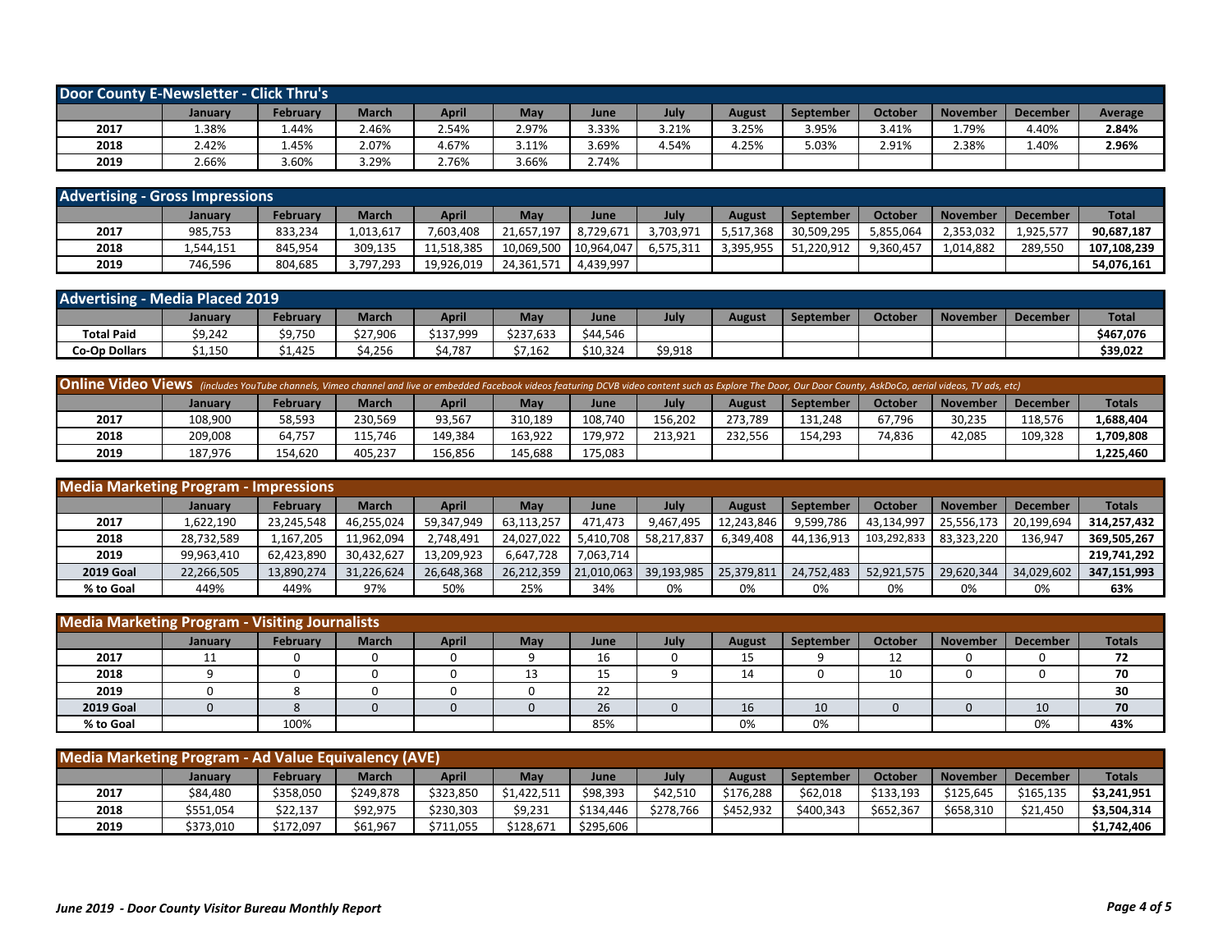## Door County E-Newsletter - Click Thru's

| | January | February | March | April | May | June | July | August | September | October | November | December | Average |
|---|---|---|---|---|---|---|---|---|---|---|---|---|---|
| 2017 | 1.38% | 1.44% | 2.46% | 2.54% | 2.97% | 3.33% | 3.21% | 3.25% | 3.95% | 3.41% | 1.79% | 4.40% | **2.84%** |
| 2018 | 2.42% | 1.45% | 2.07% | 4.67% | 3.11% | 3.69% | 4.54% | 4.25% | 5.03% | 2.91% | 2.38% | 1.40% | **2.96%** |
| 2019 | 2.66% | 3.60% | 3.29% | 2.76% | 3.66% | 2.74% | | | | | | | |

## Advertising - Gross Impressions

| | January | February | March | April | May | June | July | August | September | October | November | December | Total |
|---|---|---|---|---|---|---|---|---|---|---|---|---|---|
| 2017 | 985,753 | 833,234 | 1,013,617 | 7,603,408 | 21,657,197 | 8,729,671 | 3,703,971 | 5,517,368 | 30,509,295 | 5,855,064 | 2,353,032 | 1,925,577 | **90,687,187** |
| 2018 | 1,544,151 | 845,954 | 309,135 | 11,518,385 | 10,069,500 | 10,964,047 | 6,575,311 | 3,395,955 | 51,220,912 | 9,360,457 | 1,014,882 | 289,550 | **107,108,239** |
| 2019 | 746,596 | 804,685 | 3,797,293 | 19,926,019 | 24,361,571 | 4,439,997 | | | | | | | **54,076,161** |

## Advertising - Media Placed 2019

| | January | February | March | April | May | June | July | August | September | October | November | December | Total |
|---|---|---|---|---|---|---|---|---|---|---|---|---|---|
| **Total Paid** | $9,242 | $9,750 | $27,906 | $137,999 | $237,633 | $44,546 | | | | | | | **$467,076** |
| **Co-Op Dollars** | $1,150 | $1,425 | $4,256 | $4,787 | $7,162 | $10,324 | $9,918 | | | | | | **$39,022** |

## Online Video Views *(includes YouTube channels, Vimeo channel and live or embedded Facebook videos featuring DCVB video content such as Explore The Door, Our Door County, AskDoCo, aerial videos, TV ads, etc)*

| | January | February | March | April | May | June | July | August | September | October | November | December | Totals |
|---|---|---|---|---|---|---|---|---|---|---|---|---|---|
| 2017 | 108,900 | 58,593 | 230,569 | 93,567 | 310,189 | 108,740 | 156,202 | 273,789 | 131,248 | 67,796 | 30,235 | 118,576 | **1,688,404** |
| 2018 | 209,008 | 64,757 | 115,746 | 149,384 | 163,922 | 179,972 | 213,921 | 232,556 | 154,293 | 74,836 | 42,085 | 109,328 | **1,709,808** |
| 2019 | 187,976 | 154,620 | 405,237 | 156,856 | 145,688 | 175,083 | | | | | | | **1,225,460** |

## Media Marketing Program - Impressions

| | January | February | March | April | May | June | July | August | September | October | November | December | Totals |
|---|---|---|---|---|---|---|---|---|---|---|---|---|---|
| 2017 | 1,622,190 | 23,245,548 | 46,255,024 | 59,347,949 | 63,113,257 | 471,473 | 9,467,495 | 12,243,846 | 9,599,786 | 43,134,997 | 25,556,173 | 20,199,694 | **314,257,432** |
| 2018 | 28,732,589 | 1,167,205 | 11,962,094 | 2,748,491 | 24,027,022 | 5,410,708 | 58,217,837 | 6,349,408 | 44,136,913 | 103,292,833 | 83,323,220 | 136,947 | **369,505,267** |
| 2019 | 99,963,410 | 62,423,890 | 30,432,627 | 13,209,923 | 6,647,728 | 7,063,714 | | | | | | | **219,741,292** |
| **2019 Goal** | 22,266,505 | 13,890,274 | 31,226,624 | 26,648,368 | 26,212,359 | 21,010,063 | 39,193,985 | 25,379,811 | 24,752,483 | 52,921,575 | 29,620,344 | 34,029,602 | **347,151,993** |
| **% to Goal** | 449% | 449% | 97% | 50% | 25% | 34% | 0% | 0% | 0% | 0% | 0% | 0% | **63%** |

## Media Marketing Program - Visiting Journalists

| | January | February | March | April | May | June | July | August | September | October | November | December | Totals |
|---|---|---|---|---|---|---|---|---|---|---|---|---|---|
| 2017 | 11 | 0 | 0 | 0 | 9 | 16 | 0 | 15 | 9 | 12 | 0 | 0 | **72** |
| 2018 | 9 | 0 | 0 | 0 | 13 | 15 | 9 | 14 | 0 | 10 | 0 | 0 | **70** |
| 2019 | 0 | 8 | 0 | 0 | 0 | 22 | | | | | | | **30** |
| **2019 Goal** | 0 | 8 | 0 | 0 | 0 | 26 | 0 | 16 | 10 | 0 | 0 | 10 | **70** |
| **% to Goal** | | 100% | | | | 85% | | 0% | 0% | | | 0% | **43%** |

## Media Marketing Program - Ad Value Equivalency (AVE)

| | January | February | March | April | May | June | July | August | September | October | November | December | Totals |
|---|---|---|---|---|---|---|---|---|---|---|---|---|---|
| 2017 | $84,480 | $358,050 | $249,878 | $323,850 | $1,422,511 | $98,393 | $42,510 | $176,288 | $62,018 | $133,193 | $125,645 | $165,135 | **$3,241,951** |
| 2018 | $551,054 | $22,137 | $92,975 | $230,303 | $9,231 | $134,446 | $278,766 | $452,932 | $400,343 | $652,367 | $658,310 | $21,450 | **$3,504,314** |
| 2019 | $373,010 | $172,097 | $61,967 | $711,055 | $128,671 | $295,606 | | | | | | | **$1,742,406** |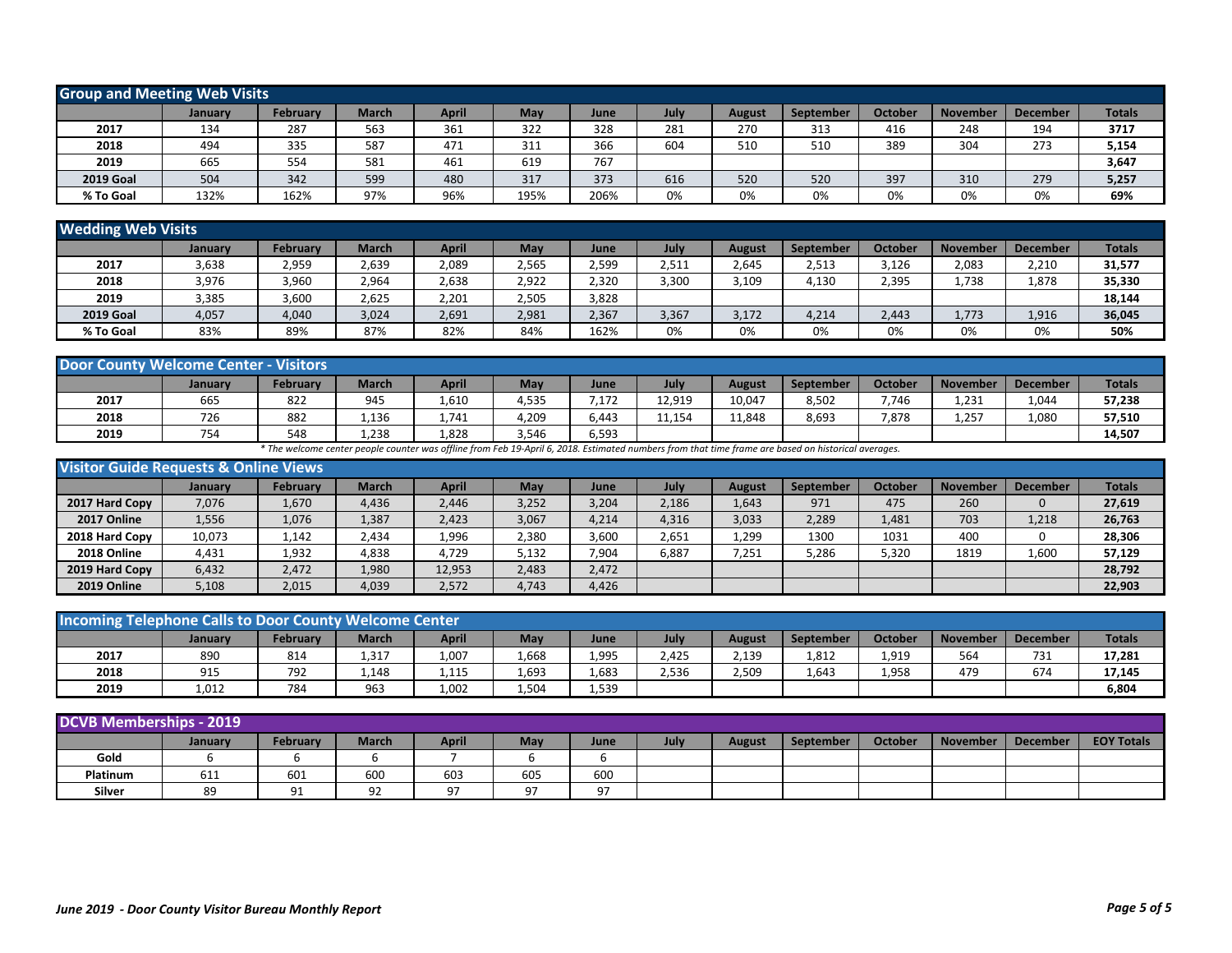## Group and Meeting Web Visits

| | January | February | March | April | May | June | July | August | September | October | November | December | Totals |
|---|---|---|---|---|---|---|---|---|---|---|---|---|---|
| **2017** | 134 | 287 | 563 | 361 | 322 | 328 | 281 | 270 | 313 | 416 | 248 | 194 | **3717** |
| **2018** | 494 | 335 | 587 | 471 | 311 | 366 | 604 | 510 | 510 | 389 | 304 | 273 | **5,154** |
| **2019** | 665 | 554 | 581 | 461 | 619 | 767 | | | | | | | **3,647** |
| **2019 Goal** | 504 | 342 | 599 | 480 | 317 | 373 | 616 | 520 | 520 | 397 | 310 | 279 | **5,257** |
| **% To Goal** | 132% | 162% | 97% | 96% | 195% | 206% | 0% | 0% | 0% | 0% | 0% | 0% | **69%** |

## Wedding Web Visits

| | January | February | March | April | May | June | July | August | September | October | November | December | Totals |
|---|---|---|---|---|---|---|---|---|---|---|---|---|---|
| **2017** | 3,638 | 2,959 | 2,639 | 2,089 | 2,565 | 2,599 | 2,511 | 2,645 | 2,513 | 3,126 | 2,083 | 2,210 | **31,577** |
| **2018** | 3,976 | 3,960 | 2,964 | 2,638 | 2,922 | 2,320 | 3,300 | 3,109 | 4,130 | 2,395 | 1,738 | 1,878 | **35,330** |
| **2019** | 3,385 | 3,600 | 2,625 | 2,201 | 2,505 | 3,828 | | | | | | | **18,144** |
| **2019 Goal** | 4,057 | 4,040 | 3,024 | 2,691 | 2,981 | 2,367 | 3,367 | 3,172 | 4,214 | 2,443 | 1,773 | 1,916 | **36,045** |
| **% To Goal** | 83% | 89% | 87% | 82% | 84% | 162% | 0% | 0% | 0% | 0% | 0% | 0% | **50%** |

## Door County Welcome Center - Visitors

| | January | February | March | April | May | June | July | August | September | October | November | December | Totals |
|---|---|---|---|---|---|---|---|---|---|---|---|---|---|
| **2017** | 665 | 822 | 945 | 1,610 | 4,535 | 7,172 | 12,919 | 10,047 | 8,502 | 7,746 | 1,231 | 1,044 | **57,238** |
| **2018** | 726 | 882 | 1,136 | 1,741 | 4,209 | 6,443 | 11,154 | 11,848 | 8,693 | 7,878 | 1,257 | 1,080 | **57,510** |
| **2019** | 754 | 548 | 1,238 | 1,828 | 3,546 | 6,593 | | | | | | | **14,507** |

*\* The welcome center people counter was offline from Feb 19-April 6, 2018. Estimated numbers from that time frame are based on historical averages.*

## Visitor Guide Requests & Online Views

| | January | February | March | April | May | June | July | August | September | October | November | December | Totals |
|---|---|---|---|---|---|---|---|---|---|---|---|---|---|
| **2017 Hard Copy** | 7,076 | 1,670 | 4,436 | 2,446 | 3,252 | 3,204 | 2,186 | 1,643 | 971 | 475 | 260 | 0 | **27,619** |
| **2017 Online** | 1,556 | 1,076 | 1,387 | 2,423 | 3,067 | 4,214 | 4,316 | 3,033 | 2,289 | 1,481 | 703 | 1,218 | **26,763** |
| **2018 Hard Copy** | 10,073 | 1,142 | 2,434 | 1,996 | 2,380 | 3,600 | 2,651 | 1,299 | 1300 | 1031 | 400 | 0 | **28,306** |
| **2018 Online** | 4,431 | 1,932 | 4,838 | 4,729 | 5,132 | 7,904 | 6,887 | 7,251 | 5,286 | 5,320 | 1819 | 1,600 | **57,129** |
| **2019 Hard Copy** | 6,432 | 2,472 | 1,980 | 12,953 | 2,483 | 2,472 | | | | | | | **28,792** |
| **2019 Online** | 5,108 | 2,015 | 4,039 | 2,572 | 4,743 | 4,426 | | | | | | | **22,903** |

## Incoming Telephone Calls to Door County Welcome Center

| | January | February | March | April | May | June | July | August | September | October | November | December | Totals |
|---|---|---|---|---|---|---|---|---|---|---|---|---|---|
| **2017** | 890 | 814 | 1,317 | 1,007 | 1,668 | 1,995 | 2,425 | 2,139 | 1,812 | 1,919 | 564 | 731 | **17,281** |
| **2018** | 915 | 792 | 1,148 | 1,115 | 1,693 | 1,683 | 2,536 | 2,509 | 1,643 | 1,958 | 479 | 674 | **17,145** |
| **2019** | 1,012 | 784 | 963 | 1,002 | 1,504 | 1,539 | | | | | | | **6,804** |

## DCVB Memberships - 2019

| | January | February | March | April | May | June | July | August | September | October | November | December | EOY Totals |
|---|---|---|---|---|---|---|---|---|---|---|---|---|---|
| **Gold** | 6 | 6 | 6 | 7 | 6 | 6 | | | | | | | |
| **Platinum** | 611 | 601 | 600 | 603 | 605 | 600 | | | | | | | |
| **Silver** | 89 | 91 | 92 | 97 | 97 | 97 | | | | | | | |

*June 2019 - Door County Visitor Bureau Monthly Report*